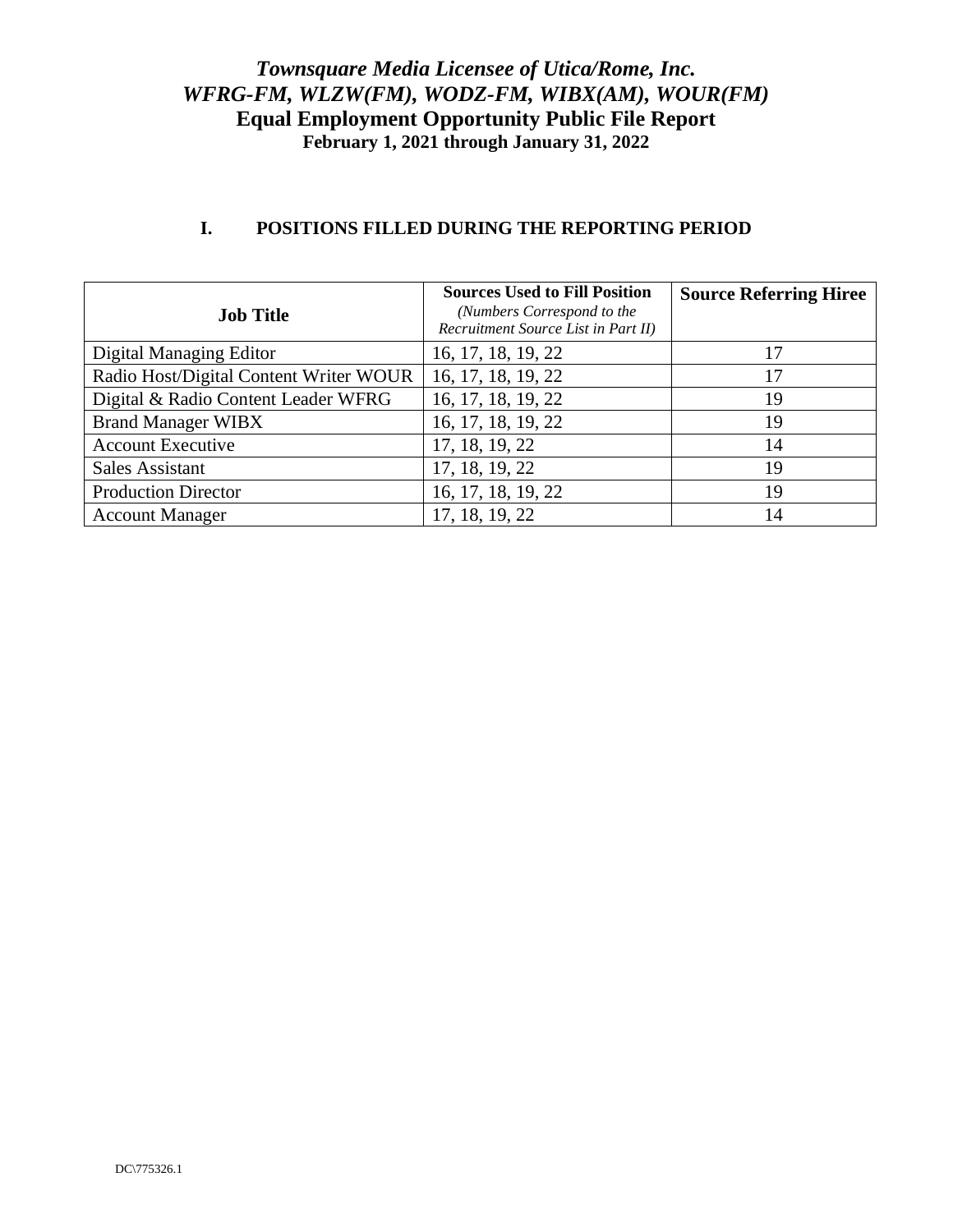# *Townsquare Media Licensee of Utica/Rome, Inc.*
# *WFRG-FM, WLZW(FM), WODZ-FM, WIBX(AM), WOUR(FM)*
# Equal Employment Opportunity Public File Report
## February 1, 2021 through January 31, 2022

## I. POSITIONS FILLED DURING THE REPORTING PERIOD

| Job Title | Sources Used to Fill Position *(Numbers Correspond to the Recruitment Source List in Part II)* | Source Referring Hiree |
|---|---|---|
| Digital Managing Editor | 16, 17, 18, 19, 22 | 17 |
| Radio Host/Digital Content Writer WOUR | 16, 17, 18, 19, 22 | 17 |
| Digital & Radio Content Leader WFRG | 16, 17, 18, 19, 22 | 19 |
| Brand Manager WIBX | 16, 17, 18, 19, 22 | 19 |
| Account Executive | 17, 18, 19, 22 | 14 |
| Sales Assistant | 17, 18, 19, 22 | 19 |
| Production Director | 16, 17, 18, 19, 22 | 19 |
| Account Manager | 17, 18, 19, 22 | 14 |

DC\775326.1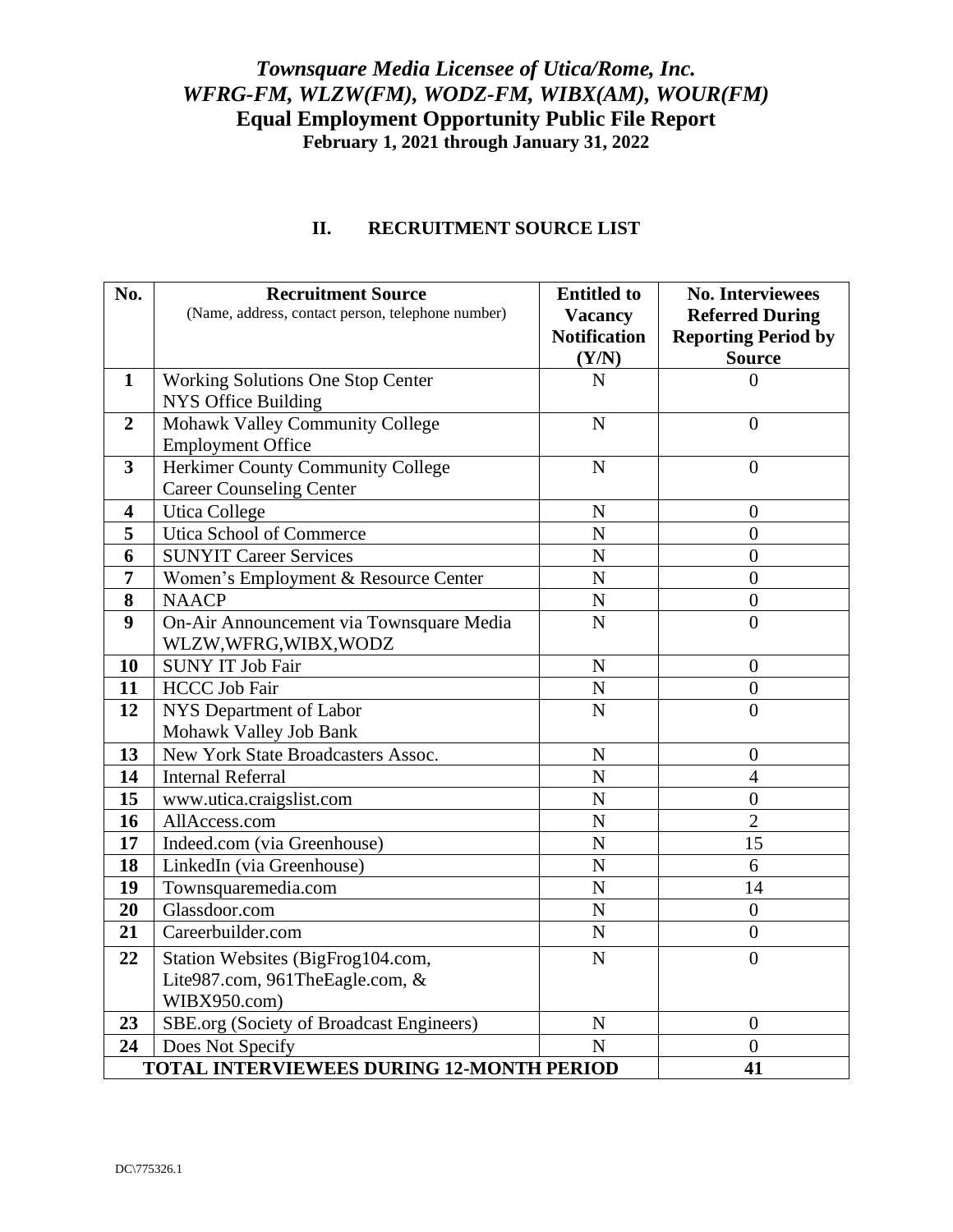# *Townsquare Media Licensee of Utica/Rome, Inc.*
# *WFRG-FM, WLZW(FM), WODZ-FM, WIBX(AM), WOUR(FM)*
## Equal Employment Opportunity Public File Report
### February 1, 2021 through January 31, 2022

### II. RECRUITMENT SOURCE LIST

| No. | Recruitment Source (Name, address, contact person, telephone number) | Entitled to Vacancy Notification (Y/N) | No. Interviewees Referred During Reporting Period by Source |
|---|---|---|---|
| 1 | Working Solutions One Stop Center NYS Office Building | N | 0 |
| 2 | Mohawk Valley Community College Employment Office | N | 0 |
| 3 | Herkimer County Community College Career Counseling Center | N | 0 |
| 4 | Utica College | N | 0 |
| 5 | Utica School of Commerce | N | 0 |
| 6 | SUNYIT Career Services | N | 0 |
| 7 | Women's Employment & Resource Center | N | 0 |
| 8 | NAACP | N | 0 |
| 9 | On-Air Announcement via Townsquare Media WLZW,WFRG,WIBX,WODZ | N | 0 |
| 10 | SUNY IT Job Fair | N | 0 |
| 11 | HCCC Job Fair | N | 0 |
| 12 | NYS Department of Labor Mohawk Valley Job Bank | N | 0 |
| 13 | New York State Broadcasters Assoc. | N | 0 |
| 14 | Internal Referral | N | 4 |
| 15 | www.utica.craigslist.com | N | 0 |
| 16 | AllAccess.com | N | 2 |
| 17 | Indeed.com (via Greenhouse) | N | 15 |
| 18 | LinkedIn (via Greenhouse) | N | 6 |
| 19 | Townsquaremedia.com | N | 14 |
| 20 | Glassdoor.com | N | 0 |
| 21 | Careerbuilder.com | N | 0 |
| 22 | Station Websites (BigFrog104.com, Lite987.com, 961TheEagle.com, & WIBX950.com) | N | 0 |
| 23 | SBE.org (Society of Broadcast Engineers) | N | 0 |
| 24 | Does Not Specify | N | 0 |
| **TOTAL INTERVIEWEES DURING 12-MONTH PERIOD** | | | **41** |

DC\775326.1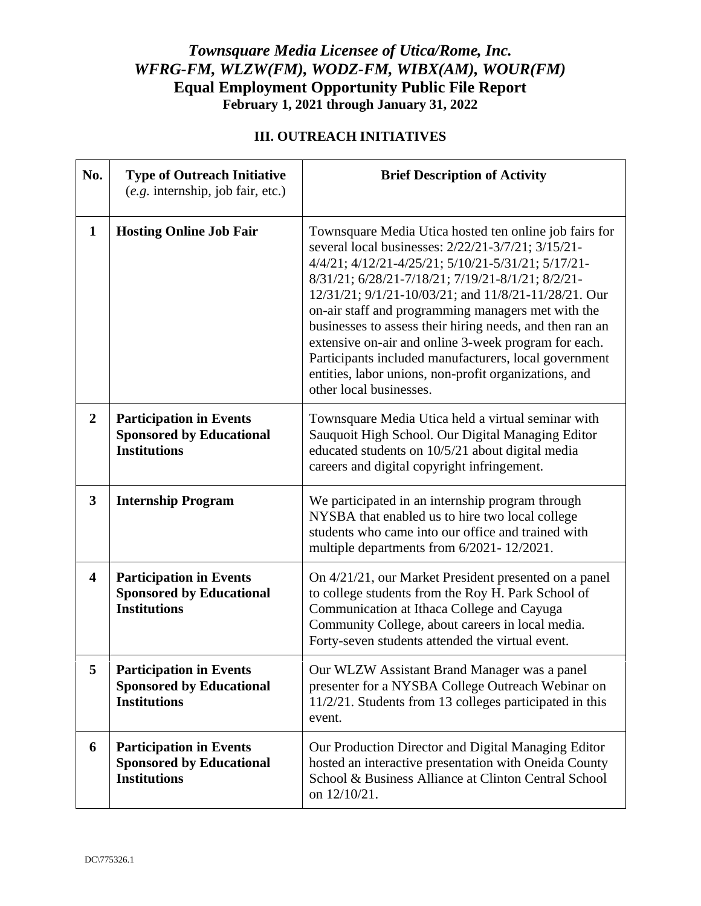# *Townsquare Media Licensee of Utica/Rome, Inc.*
# *WFRG-FM, WLZW(FM), WODZ-FM, WIBX(AM), WOUR(FM)*
## Equal Employment Opportunity Public File Report
### February 1, 2021 through January 31, 2022

### III. OUTREACH INITIATIVES

| No. | Type of Outreach Initiative (*e.g.* internship, job fair, etc.) | Brief Description of Activity |
|---|---|---|
| **1** | **Hosting Online Job Fair** | Townsquare Media Utica hosted ten online job fairs for several local businesses: 2/22/21-3/7/21; 3/15/21-4/4/21; 4/12/21-4/25/21; 5/10/21-5/31/21; 5/17/21-8/31/21; 6/28/21-7/18/21; 7/19/21-8/1/21; 8/2/21-12/31/21; 9/1/21-10/03/21; and 11/8/21-11/28/21. Our on-air staff and programming managers met with the businesses to assess their hiring needs, and then ran an extensive on-air and online 3-week program for each. Participants included manufacturers, local government entities, labor unions, non-profit organizations, and other local businesses. |
| **2** | **Participation in Events Sponsored by Educational Institutions** | Townsquare Media Utica held a virtual seminar with Sauquoit High School. Our Digital Managing Editor educated students on 10/5/21 about digital media careers and digital copyright infringement. |
| **3** | **Internship Program** | We participated in an internship program through NYSBA that enabled us to hire two local college students who came into our office and trained with multiple departments from 6/2021- 12/2021. |
| **4** | **Participation in Events Sponsored by Educational Institutions** | On 4/21/21, our Market President presented on a panel to college students from the Roy H. Park School of Communication at Ithaca College and Cayuga Community College, about careers in local media. Forty-seven students attended the virtual event. |
| **5** | **Participation in Events Sponsored by Educational Institutions** | Our WLZW Assistant Brand Manager was a panel presenter for a NYSBA College Outreach Webinar on 11/2/21. Students from 13 colleges participated in this event. |
| **6** | **Participation in Events Sponsored by Educational Institutions** | Our Production Director and Digital Managing Editor hosted an interactive presentation with Oneida County School & Business Alliance at Clinton Central School on 12/10/21. |

DC\775326.1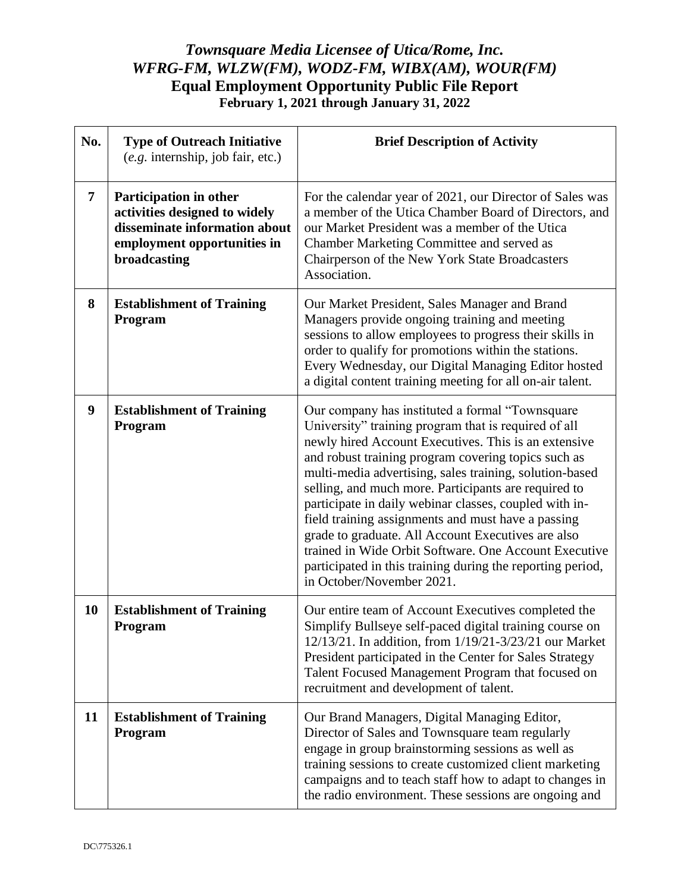# *Townsquare Media Licensee of Utica/Rome, Inc.*
# *WFRG-FM, WLZW(FM), WODZ-FM, WIBX(AM), WOUR(FM)*
## Equal Employment Opportunity Public File Report
### February 1, 2021 through January 31, 2022

| No. | Type of Outreach Initiative (*e.g.* internship, job fair, etc.) | Brief Description of Activity |
|---|---|---|
| **7** | **Participation in other activities designed to widely disseminate information about employment opportunities in broadcasting** | For the calendar year of 2021, our Director of Sales was a member of the Utica Chamber Board of Directors, and our Market President was a member of the Utica Chamber Marketing Committee and served as Chairperson of the New York State Broadcasters Association. |
| **8** | **Establishment of Training Program** | Our Market President, Sales Manager and Brand Managers provide ongoing training and meeting sessions to allow employees to progress their skills in order to qualify for promotions within the stations. Every Wednesday, our Digital Managing Editor hosted a digital content training meeting for all on-air talent. |
| **9** | **Establishment of Training Program** | Our company has instituted a formal "Townsquare University" training program that is required of all newly hired Account Executives. This is an extensive and robust training program covering topics such as multi-media advertising, sales training, solution-based selling, and much more. Participants are required to participate in daily webinar classes, coupled with in-field training assignments and must have a passing grade to graduate. All Account Executives are also trained in Wide Orbit Software. One Account Executive participated in this training during the reporting period, in October/November 2021. |
| **10** | **Establishment of Training Program** | Our entire team of Account Executives completed the Simplify Bullseye self-paced digital training course on 12/13/21. In addition, from 1/19/21-3/23/21 our Market President participated in the Center for Sales Strategy Talent Focused Management Program that focused on recruitment and development of talent. |
| **11** | **Establishment of Training Program** | Our Brand Managers, Digital Managing Editor, Director of Sales and Townsquare team regularly engage in group brainstorming sessions as well as training sessions to create customized client marketing campaigns and to teach staff how to adapt to changes in the radio environment. These sessions are ongoing and |

DC\775326.1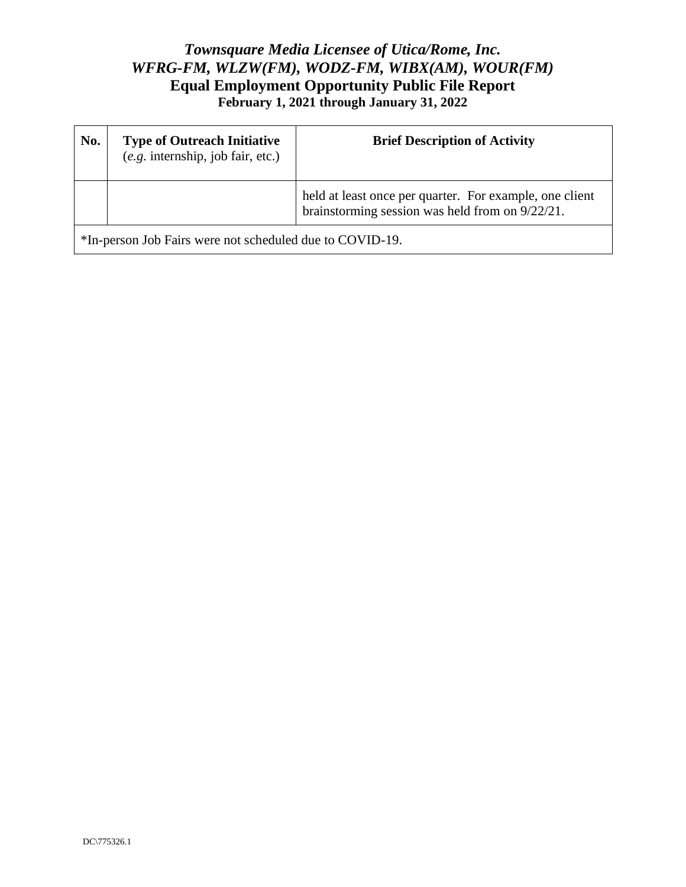*Townsquare Media Licensee of Utica/Rome, Inc.*
*WFRG-FM, WLZW(FM), WODZ-FM, WIBX(AM), WOUR(FM)*
**Equal Employment Opportunity Public File Report**
**February 1, 2021 through January 31, 2022**

| **No.** | **Type of Outreach Initiative** (*e.g.* internship, job fair, etc.) | **Brief Description of Activity** |
|---|---|---|
| | | held at least once per quarter. For example, one client brainstorming session was held from on 9/22/21. |
| *In-person Job Fairs were not scheduled due to COVID-19. | | |

DC\775326.1